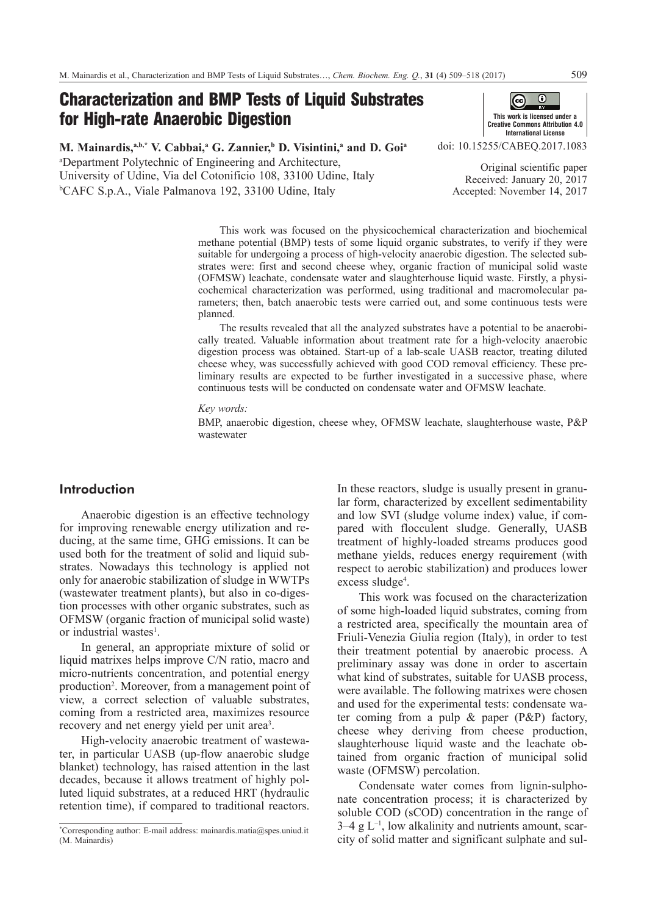# Characterization and BMP Tests of Liquid Substrates for High-rate Anaerobic Digestion

This work is licensed under a Creative Commons Attribution 4.0 International License

**M. Mainardis,[a,b,*] V. Cabbai,[a] G. Zannier,[b] D. Visintini,[a] and D. Goi[a]**

[a]Department Polytechnic of Engineering and Architecture, University of Udine, Via del Cotonificio 108, 33100 Udine, Italy

[b]CAFC S.p.A., Viale Palmanova 192, 33100 Udine, Italy

doi: 10.15255/CABEQ.2017.1083

Original scientific paper
Received: January 20, 2017
Accepted: November 14, 2017

This work was focused on the physicochemical characterization and biochemical methane potential (BMP) tests of some liquid organic substrates, to verify if they were suitable for undergoing a process of high-velocity anaerobic digestion. The selected substrates were: first and second cheese whey, organic fraction of municipal solid waste (OFMSW) leachate, condensate water and slaughterhouse liquid waste. Firstly, a physicochemical characterization was performed, using traditional and macromolecular parameters; then, batch anaerobic tests were carried out, and some continuous tests were planned.

The results revealed that all the analyzed substrates have a potential to be anaerobically treated. Valuable information about treatment rate for a high-velocity anaerobic digestion process was obtained. Start-up of a lab-scale UASB reactor, treating diluted cheese whey, was successfully achieved with good COD removal efficiency. These preliminary results are expected to be further investigated in a successive phase, where continuous tests will be conducted on condensate water and OFMSW leachate.

*Key words:*

BMP, anaerobic digestion, cheese whey, OFMSW leachate, slaughterhouse waste, P&P wastewater

## Introduction

Anaerobic digestion is an effective technology for improving renewable energy utilization and reducing, at the same time, GHG emissions. It can be used both for the treatment of solid and liquid substrates. Nowadays this technology is applied not only for anaerobic stabilization of sludge in WWTPs (wastewater treatment plants), but also in co-digestion processes with other organic substrates, such as OFMSW (organic fraction of municipal solid waste) or industrial wastes[1].

In general, an appropriate mixture of solid or liquid matrixes helps improve C/N ratio, macro and micro-nutrients concentration, and potential energy production[2]. Moreover, from a management point of view, a correct selection of valuable substrates, coming from a restricted area, maximizes resource recovery and net energy yield per unit area[3].

High-velocity anaerobic treatment of wastewater, in particular UASB (up-flow anaerobic sludge blanket) technology, has raised attention in the last decades, because it allows treatment of highly polluted liquid substrates, at a reduced HRT (hydraulic retention time), if compared to traditional reactors. In these reactors, sludge is usually present in granular form, characterized by excellent sedimentability and low SVI (sludge volume index) value, if compared with flocculent sludge. Generally, UASB treatment of highly-loaded streams produces good methane yields, reduces energy requirement (with respect to aerobic stabilization) and produces lower excess sludge[4].

This work was focused on the characterization of some high-loaded liquid substrates, coming from a restricted area, specifically the mountain area of Friuli-Venezia Giulia region (Italy), in order to test their treatment potential by anaerobic process. A preliminary assay was done in order to ascertain what kind of substrates, suitable for UASB process, were available. The following matrixes were chosen and used for the experimental tests: condensate water coming from a pulp & paper (P&P) factory, cheese whey deriving from cheese production, slaughterhouse liquid waste and the leachate obtained from organic fraction of municipal solid waste (OFMSW) percolation.

Condensate water comes from lignin-sulphonate concentration process; it is characterized by soluble COD (sCOD) concentration in the range of 3–4 g $L^{-1}$, low alkalinity and nutrients amount, scarcity of solid matter and significant sulphate and sul-

*Corresponding author: E-mail address: mainardis.matia@spes.uniud.it (M. Mainardis)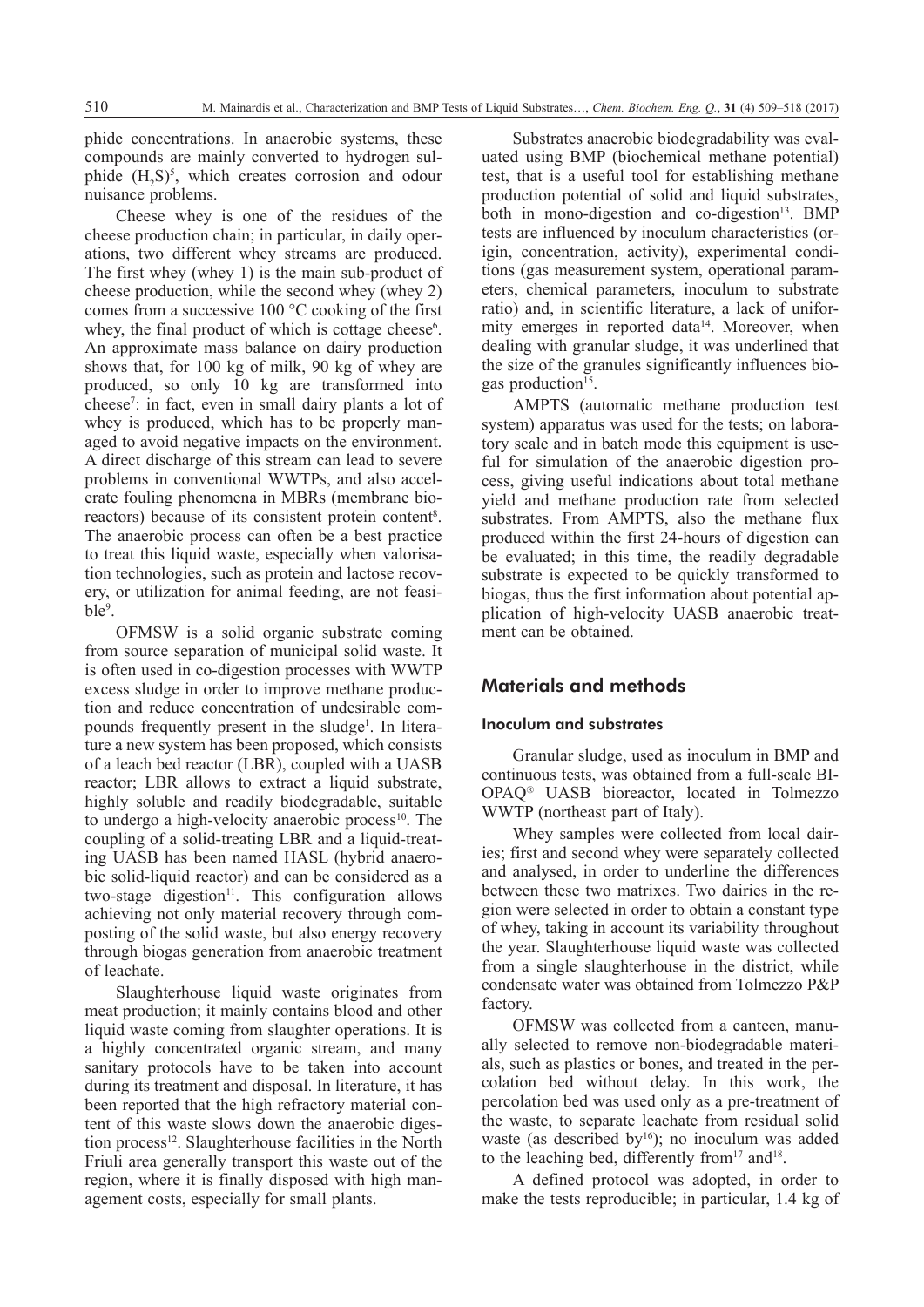phide concentrations. In anaerobic systems, these compounds are mainly converted to hydrogen sulphide ($H_2S$)[5], which creates corrosion and odour nuisance problems.

Cheese whey is one of the residues of the cheese production chain; in particular, in daily operations, two different whey streams are produced. The first whey (whey 1) is the main sub-product of cheese production, while the second whey (whey 2) comes from a successive 100 °C cooking of the first whey, the final product of which is cottage cheese[6]. An approximate mass balance on dairy production shows that, for 100 kg of milk, 90 kg of whey are produced, so only 10 kg are transformed into cheese[7]: in fact, even in small dairy plants a lot of whey is produced, which has to be properly managed to avoid negative impacts on the environment. A direct discharge of this stream can lead to severe problems in conventional WWTPs, and also accelerate fouling phenomena in MBRs (membrane bioreactors) because of its consistent protein content[8]. The anaerobic process can often be a best practice to treat this liquid waste, especially when valorisation technologies, such as protein and lactose recovery, or utilization for animal feeding, are not feasible[9].

OFMSW is a solid organic substrate coming from source separation of municipal solid waste. It is often used in co-digestion processes with WWTP excess sludge in order to improve methane production and reduce concentration of undesirable compounds frequently present in the sludge[1]. In literature a new system has been proposed, which consists of a leach bed reactor (LBR), coupled with a UASB reactor; LBR allows to extract a liquid substrate, highly soluble and readily biodegradable, suitable to undergo a high-velocity anaerobic process[10]. The coupling of a solid-treating LBR and a liquid-treating UASB has been named HASL (hybrid anaerobic solid-liquid reactor) and can be considered as a two-stage digestion[11]. This configuration allows achieving not only material recovery through composting of the solid waste, but also energy recovery through biogas generation from anaerobic treatment of leachate.

Slaughterhouse liquid waste originates from meat production; it mainly contains blood and other liquid waste coming from slaughter operations. It is a highly concentrated organic stream, and many sanitary protocols have to be taken into account during its treatment and disposal. In literature, it has been reported that the high refractory material content of this waste slows down the anaerobic digestion process[12]. Slaughterhouse facilities in the North Friuli area generally transport this waste out of the region, where it is finally disposed with high management costs, especially for small plants.

Substrates anaerobic biodegradability was evaluated using BMP (biochemical methane potential) test, that is a useful tool for establishing methane production potential of solid and liquid substrates, both in mono-digestion and co-digestion[13]. BMP tests are influenced by inoculum characteristics (origin, concentration, activity), experimental conditions (gas measurement system, operational parameters, chemical parameters, inoculum to substrate ratio) and, in scientific literature, a lack of uniformity emerges in reported data[14]. Moreover, when dealing with granular sludge, it was underlined that the size of the granules significantly influences biogas production[15].

AMPTS (automatic methane production test system) apparatus was used for the tests; on laboratory scale and in batch mode this equipment is useful for simulation of the anaerobic digestion process, giving useful indications about total methane yield and methane production rate from selected substrates. From AMPTS, also the methane flux produced within the first 24-hours of digestion can be evaluated; in this time, the readily degradable substrate is expected to be quickly transformed to biogas, thus the first information about potential application of high-velocity UASB anaerobic treatment can be obtained.

## Materials and methods

### Inoculum and substrates

Granular sludge, used as inoculum in BMP and continuous tests, was obtained from a full-scale BIOPAQ® UASB bioreactor, located in Tolmezzo WWTP (northeast part of Italy).

Whey samples were collected from local dairies; first and second whey were separately collected and analysed, in order to underline the differences between these two matrixes. Two dairies in the region were selected in order to obtain a constant type of whey, taking in account its variability throughout the year. Slaughterhouse liquid waste was collected from a single slaughterhouse in the district, while condensate water was obtained from Tolmezzo P&P factory.

OFMSW was collected from a canteen, manually selected to remove non-biodegradable materials, such as plastics or bones, and treated in the percolation bed without delay. In this work, the percolation bed was used only as a pre-treatment of the waste, to separate leachate from residual solid waste (as described by[16]); no inoculum was added to the leaching bed, differently from[17] and[18].

A defined protocol was adopted, in order to make the tests reproducible; in particular, 1.4 kg of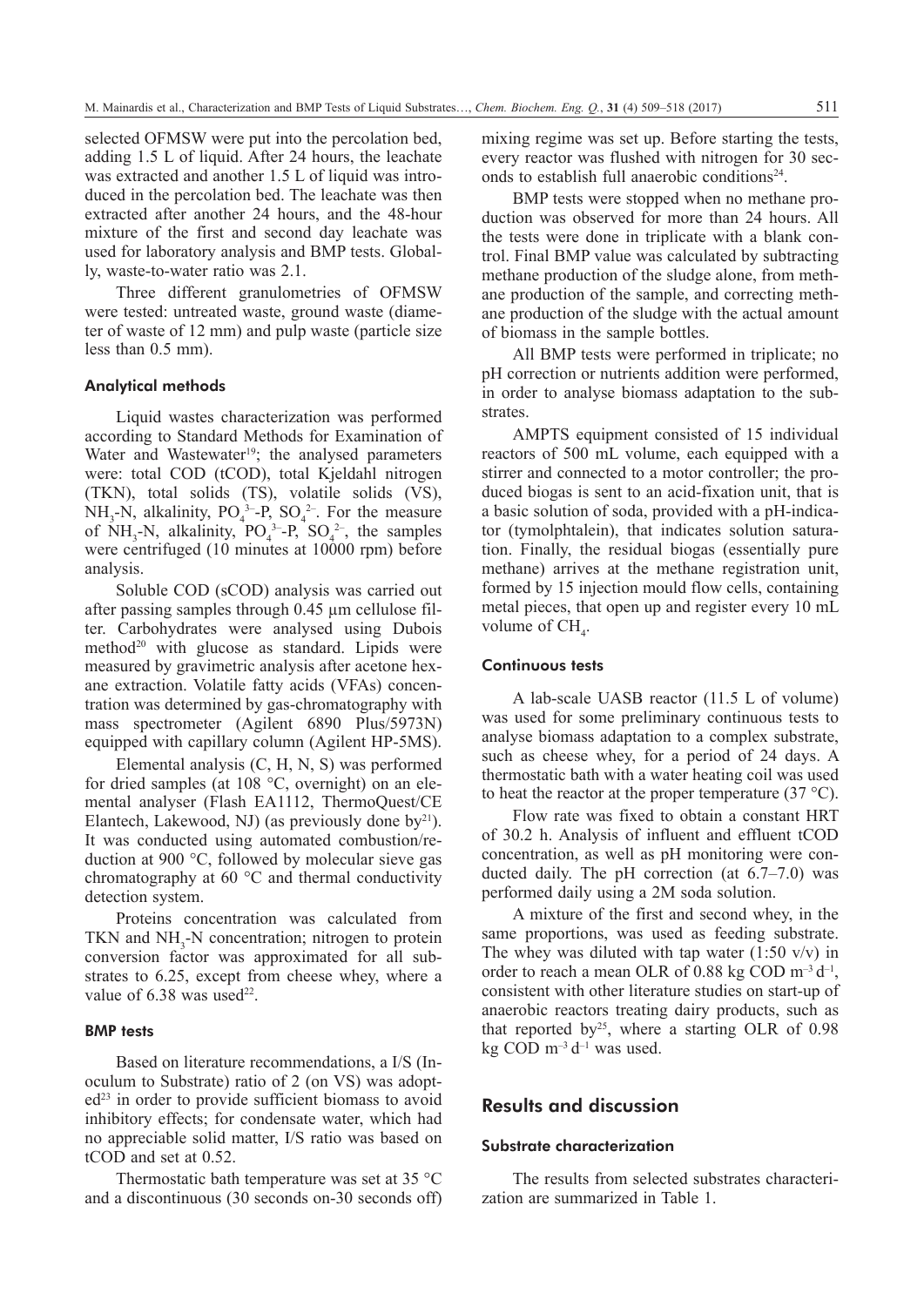selected OFMSW were put into the percolation bed, adding 1.5 L of liquid. After 24 hours, the leachate was extracted and another 1.5 L of liquid was introduced in the percolation bed. The leachate was then extracted after another 24 hours, and the 48-hour mixture of the first and second day leachate was used for laboratory analysis and BMP tests. Globally, waste-to-water ratio was 2.1.

Three different granulometries of OFMSW were tested: untreated waste, ground waste (diameter of waste of 12 mm) and pulp waste (particle size less than 0.5 mm).

### Analytical methods

Liquid wastes characterization was performed according to Standard Methods for Examination of Water and Wastewater[19]; the analysed parameters were: total COD (tCOD), total Kjeldahl nitrogen (TKN), total solids (TS), volatile solids (VS), $NH_3$-N, alkalinity, $PO_4^{3-}$-P, $SO_4^{2-}$. For the measure of $NH_3$-N, alkalinity, $PO_4^{3-}$-P, $SO_4^{2-}$, the samples were centrifuged (10 minutes at 10000 rpm) before analysis.

Soluble COD (sCOD) analysis was carried out after passing samples through 0.45 µm cellulose filter. Carbohydrates were analysed using Dubois method[20] with glucose as standard. Lipids were measured by gravimetric analysis after acetone hexane extraction. Volatile fatty acids (VFAs) concentration was determined by gas-chromatography with mass spectrometer (Agilent 6890 Plus/5973N) equipped with capillary column (Agilent HP-5MS).

Elemental analysis (C, H, N, S) was performed for dried samples (at 108 °C, overnight) on an elemental analyser (Flash EA1112, ThermoQuest/CE Elantech, Lakewood, NJ) (as previously done by[21]). It was conducted using automated combustion/reduction at 900 °C, followed by molecular sieve gas chromatography at 60 °C and thermal conductivity detection system.

Proteins concentration was calculated from TKN and $NH_3$-N concentration; nitrogen to protein conversion factor was approximated for all substrates to 6.25, except from cheese whey, where a value of 6.38 was used[22].

### BMP tests

Based on literature recommendations, a I/S (Inoculum to Substrate) ratio of 2 (on VS) was adopted[23] in order to provide sufficient biomass to avoid inhibitory effects; for condensate water, which had no appreciable solid matter, I/S ratio was based on tCOD and set at 0.52.

Thermostatic bath temperature was set at 35 °C and a discontinuous (30 seconds on-30 seconds off) mixing regime was set up. Before starting the tests, every reactor was flushed with nitrogen for 30 seconds to establish full anaerobic conditions[24].

BMP tests were stopped when no methane production was observed for more than 24 hours. All the tests were done in triplicate with a blank control. Final BMP value was calculated by subtracting methane production of the sludge alone, from methane production of the sample, and correcting methane production of the sludge with the actual amount of biomass in the sample bottles.

All BMP tests were performed in triplicate; no pH correction or nutrients addition were performed, in order to analyse biomass adaptation to the substrates.

AMPTS equipment consisted of 15 individual reactors of 500 mL volume, each equipped with a stirrer and connected to a motor controller; the produced biogas is sent to an acid-fixation unit, that is a basic solution of soda, provided with a pH-indicator (tymolphtalein), that indicates solution saturation. Finally, the residual biogas (essentially pure methane) arrives at the methane registration unit, formed by 15 injection mould flow cells, containing metal pieces, that open up and register every 10 mL volume of $CH_4$.

### Continuous tests

A lab-scale UASB reactor (11.5 L of volume) was used for some preliminary continuous tests to analyse biomass adaptation to a complex substrate, such as cheese whey, for a period of 24 days. A thermostatic bath with a water heating coil was used to heat the reactor at the proper temperature (37 °C).

Flow rate was fixed to obtain a constant HRT of 30.2 h. Analysis of influent and effluent tCOD concentration, as well as pH monitoring were conducted daily. The pH correction (at 6.7–7.0) was performed daily using a 2M soda solution.

A mixture of the first and second whey, in the same proportions, was used as feeding substrate. The whey was diluted with tap water (1:50 v/v) in order to reach a mean OLR of 0.88 kg COD $m^{-3}$ $d^{-1}$, consistent with other literature studies on start-up of anaerobic reactors treating dairy products, such as that reported by[25], where a starting OLR of 0.98 kg COD $m^{-3}$ $d^{-1}$ was used.

## Results and discussion

### Substrate characterization

The results from selected substrates characterization are summarized in Table 1.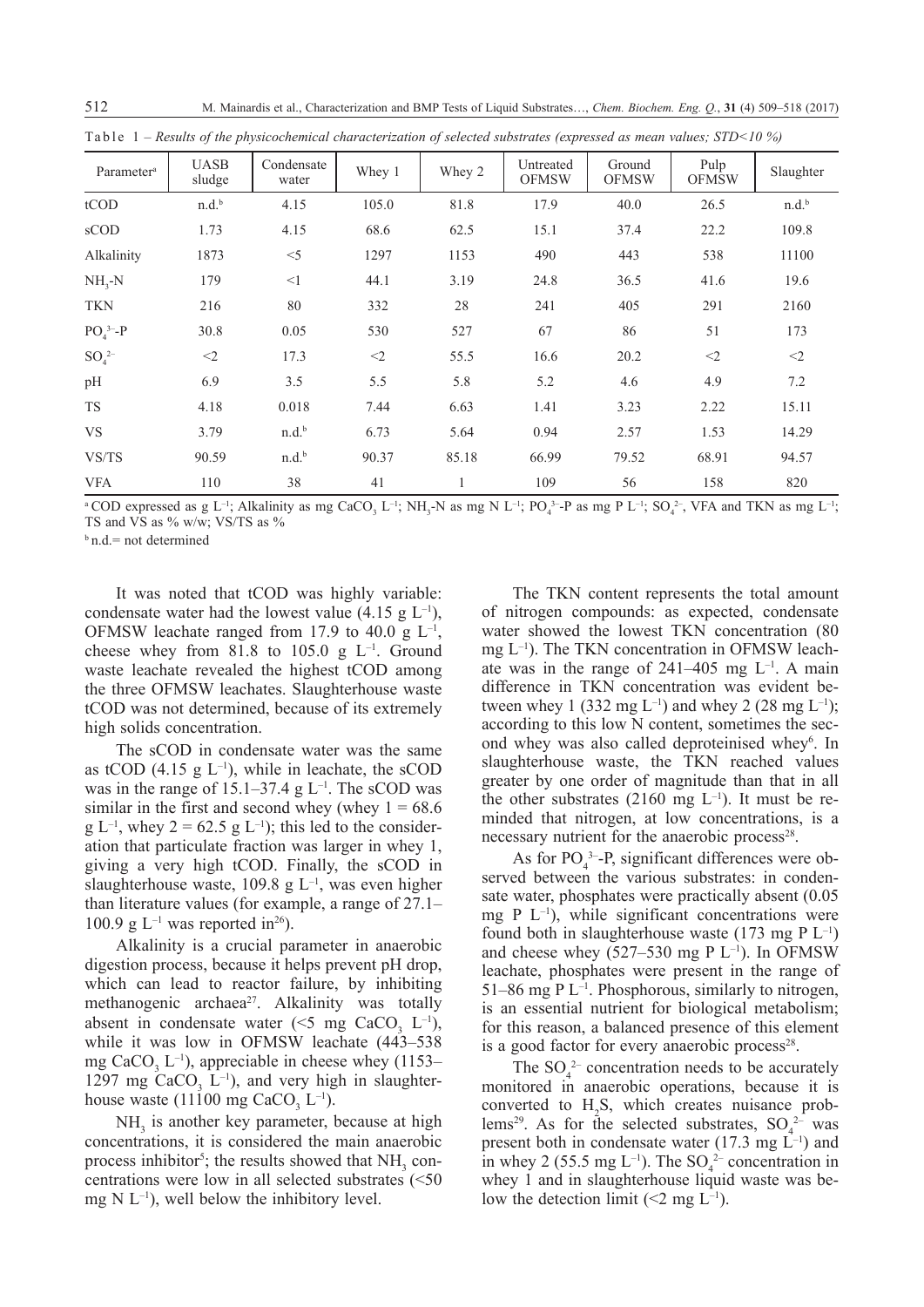Table 1 – *Results of the physicochemical characterization of selected substrates (expressed as mean values; STD<10 %)*

| Parameter[a] | UASB sludge | Condensate water | Whey 1 | Whey 2 | Untreated OFMSW | Ground OFMSW | Pulp OFMSW | Slaughter |
|---|---|---|---|---|---|---|---|---|
| tCOD | n.d.[b] | 4.15 | 105.0 | 81.8 | 17.9 | 40.0 | 26.5 | n.d.[b] |
| sCOD | 1.73 | 4.15 | 68.6 | 62.5 | 15.1 | 37.4 | 22.2 | 109.8 |
| Alkalinity | 1873 | <5 | 1297 | 1153 | 490 | 443 | 538 | 11100 |
| $NH_3$-N | 179 | <1 | 44.1 | 3.19 | 24.8 | 36.5 | 41.6 | 19.6 |
| TKN | 216 | 80 | 332 | 28 | 241 | 405 | 291 | 2160 |
| $PO_4^{3-}$-P | 30.8 | 0.05 | 530 | 527 | 67 | 86 | 51 | 173 |
| $SO_4^{2-}$ | <2 | 17.3 | <2 | 55.5 | 16.6 | 20.2 | <2 | <2 |
| pH | 6.9 | 3.5 | 5.5 | 5.8 | 5.2 | 4.6 | 4.9 | 7.2 |
| TS | 4.18 | 0.018 | 7.44 | 6.63 | 1.41 | 3.23 | 2.22 | 15.11 |
| VS | 3.79 | n.d.[b] | 6.73 | 5.64 | 0.94 | 2.57 | 1.53 | 14.29 |
| VS/TS | 90.59 | n.d.[b] | 90.37 | 85.18 | 66.99 | 79.52 | 68.91 | 94.57 |
| VFA | 110 | 38 | 41 | 1 | 109 | 56 | 158 | 820 |

[a] COD expressed as g L$^{-1}$; Alkalinity as mg $CaCO_3$ L$^{-1}$; $NH_3$-N as mg N L$^{-1}$; $PO_4^{3-}$-P as mg P L$^{-1}$; $SO_4^{2-}$, VFA and TKN as mg L$^{-1}$; TS and VS as % w/w; VS/TS as %

[b] n.d.= not determined

It was noted that tCOD was highly variable: condensate water had the lowest value (4.15 g L$^{-1}$), OFMSW leachate ranged from 17.9 to 40.0 g L$^{-1}$, cheese whey from 81.8 to 105.0 g L$^{-1}$. Ground waste leachate revealed the highest tCOD among the three OFMSW leachates. Slaughterhouse waste tCOD was not determined, because of its extremely high solids concentration.

The sCOD in condensate water was the same as tCOD (4.15 g L$^{-1}$), while in leachate, the sCOD was in the range of 15.1–37.4 g L$^{-1}$. The sCOD was similar in the first and second whey (whey 1 = 68.6 g L$^{-1}$, whey 2 = 62.5 g L$^{-1}$); this led to the consideration that particulate fraction was larger in whey 1, giving a very high tCOD. Finally, the sCOD in slaughterhouse waste, 109.8 g L$^{-1}$, was even higher than literature values (for example, a range of 27.1–100.9 g L$^{-1}$ was reported in[26]).

Alkalinity is a crucial parameter in anaerobic digestion process, because it helps prevent pH drop, which can lead to reactor failure, by inhibiting methanogenic archaea[27]. Alkalinity was totally absent in condensate water (<5 mg $CaCO_3$ L$^{-1}$), while it was low in OFMSW leachate (443–538 mg $CaCO_3$ L$^{-1}$), appreciable in cheese whey (1153–1297 mg $CaCO_3$ L$^{-1}$), and very high in slaughterhouse waste (11100 mg $CaCO_3$ L$^{-1}$).

$NH_3$ is another key parameter, because at high concentrations, it is considered the main anaerobic process inhibitor[5]; the results showed that $NH_3$ concentrations were low in all selected substrates (<50 mg N L$^{-1}$), well below the inhibitory level.

The TKN content represents the total amount of nitrogen compounds: as expected, condensate water showed the lowest TKN concentration (80 mg L$^{-1}$). The TKN concentration in OFMSW leachate was in the range of 241–405 mg L$^{-1}$. A main difference in TKN concentration was evident between whey 1 (332 mg L$^{-1}$) and whey 2 (28 mg L$^{-1}$); according to this low N content, sometimes the second whey was also called deproteinised whey[6]. In slaughterhouse waste, the TKN reached values greater by one order of magnitude than that in all the other substrates (2160 mg L$^{-1}$). It must be reminded that nitrogen, at low concentrations, is a necessary nutrient for the anaerobic process[28].

As for $PO_4^{3-}$-P, significant differences were observed between the various substrates: in condensate water, phosphates were practically absent (0.05 mg P L$^{-1}$), while significant concentrations were found both in slaughterhouse waste (173 mg P L$^{-1}$) and cheese whey (527–530 mg P L$^{-1}$). In OFMSW leachate, phosphates were present in the range of 51–86 mg P L$^{-1}$. Phosphorous, similarly to nitrogen, is an essential nutrient for biological metabolism; for this reason, a balanced presence of this element is a good factor for every anaerobic process[28].

The $SO_4^{2-}$ concentration needs to be accurately monitored in anaerobic operations, because it is converted to $H_2S$, which creates nuisance problems[29]. As for the selected substrates, $SO_4^{2-}$ was present both in condensate water (17.3 mg L$^{-1}$) and in whey 2 (55.5 mg L$^{-1}$). The $SO_4^{2-}$ concentration in whey 1 and in slaughterhouse liquid waste was below the detection limit (<2 mg L$^{-1}$).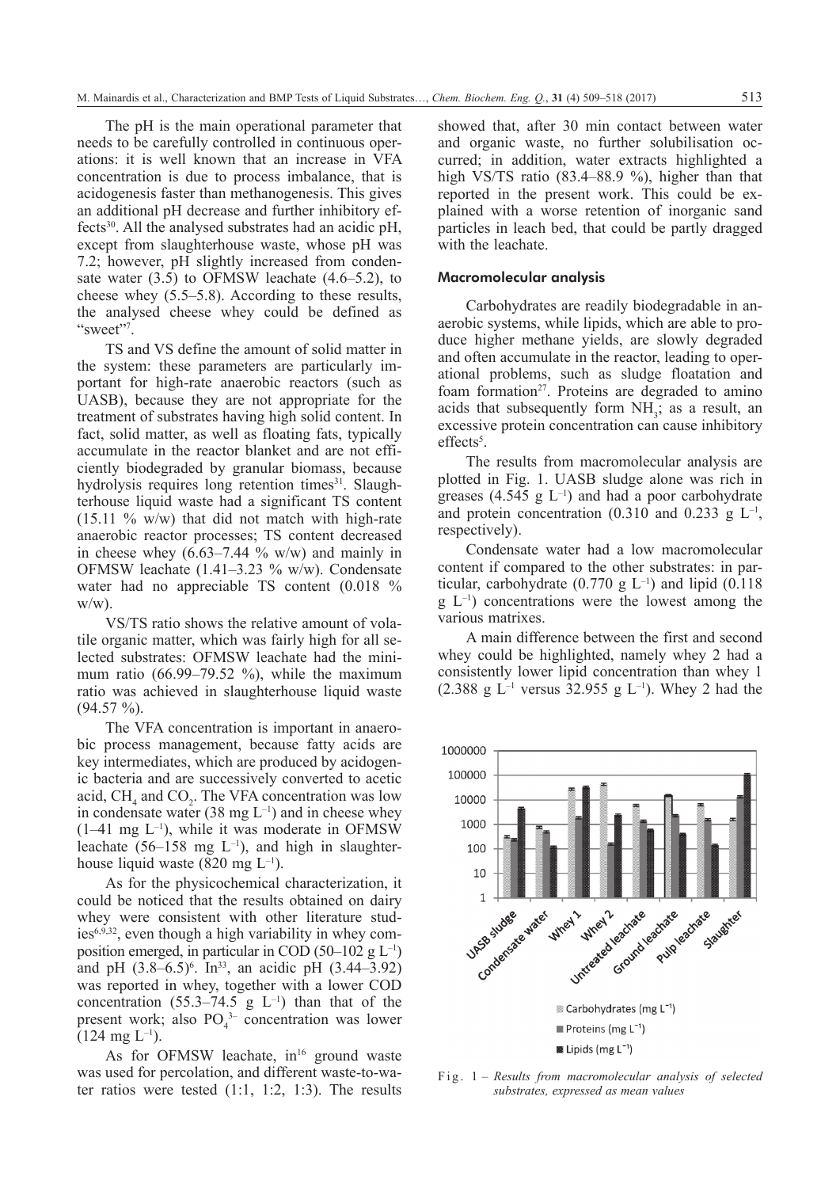The pH is the main operational parameter that needs to be carefully controlled in continuous operations: it is well known that an increase in VFA concentration is due to process imbalance, that is acidogenesis faster than methanogenesis. This gives an additional pH decrease and further inhibitory effects[30]. All the analysed substrates had an acidic pH, except from slaughterhouse waste, whose pH was 7.2; however, pH slightly increased from condensate water (3.5) to OFMSW leachate (4.6–5.2), to cheese whey (5.5–5.8). According to these results, the analysed cheese whey could be defined as "sweet"[7].

TS and VS define the amount of solid matter in the system: these parameters are particularly important for high-rate anaerobic reactors (such as UASB), because they are not appropriate for the treatment of substrates having high solid content. In fact, solid matter, as well as floating fats, typically accumulate in the reactor blanket and are not efficiently biodegraded by granular biomass, because hydrolysis requires long retention times[31]. Slaughterhouse liquid waste had a significant TS content (15.11 % w/w) that did not match with high-rate anaerobic reactor processes; TS content decreased in cheese whey (6.63–7.44 % w/w) and mainly in OFMSW leachate (1.41–3.23 % w/w). Condensate water had no appreciable TS content (0.018 % w/w).

VS/TS ratio shows the relative amount of volatile organic matter, which was fairly high for all selected substrates: OFMSW leachate had the minimum ratio (66.99–79.52 %), while the maximum ratio was achieved in slaughterhouse liquid waste (94.57 %).

The VFA concentration is important in anaerobic process management, because fatty acids are key intermediates, which are produced by acidogenic bacteria and are successively converted to acetic acid, $CH_4$ and $CO_2$. The VFA concentration was low in condensate water (38 mg $L^{-1}$) and in cheese whey (1–41 mg $L^{-1}$), while it was moderate in OFMSW leachate (56–158 mg $L^{-1}$), and high in slaughterhouse liquid waste (820 mg $L^{-1}$).

As for the physicochemical characterization, it could be noticed that the results obtained on dairy whey were consistent with other literature studies[6,9,32], even though a high variability in whey composition emerged, in particular in COD (50–102 g $L^{-1}$) and pH (3.8–6.5)[6]. In[33], an acidic pH (3.44–3.92) was reported in whey, together with a lower COD concentration (55.3–74.5 g $L^{-1}$) than that of the present work; also $PO_4^{3-}$ concentration was lower (124 mg $L^{-1}$).

As for OFMSW leachate, in[16] ground waste was used for percolation, and different waste-to-water ratios were tested (1:1, 1:2, 1:3). The results showed that, after 30 min contact between water and organic waste, no further solubilisation occurred; in addition, water extracts highlighted a high VS/TS ratio (83.4–88.9 %), higher than that reported in the present work. This could be explained with a worse retention of inorganic sand particles in leach bed, that could be partly dragged with the leachate.

## Macromolecular analysis

Carbohydrates are readily biodegradable in anaerobic systems, while lipids, which are able to produce higher methane yields, are slowly degraded and often accumulate in the reactor, leading to operational problems, such as sludge floatation and foam formation[27]. Proteins are degraded to amino acids that subsequently form $NH_3$; as a result, an excessive protein concentration can cause inhibitory effects[5].

The results from macromolecular analysis are plotted in Fig. 1. UASB sludge alone was rich in greases (4.545 g $L^{-1}$) and had a poor carbohydrate and protein concentration (0.310 and 0.233 g $L^{-1}$, respectively).

Condensate water had a low macromolecular content if compared to the other substrates: in particular, carbohydrate (0.770 g $L^{-1}$) and lipid (0.118 g $L^{-1}$) concentrations were the lowest among the various matrixes.

A main difference between the first and second whey could be highlighted, namely whey 2 had a consistently lower lipid concentration than whey 1 (2.388 g $L^{-1}$ versus 32.955 g $L^{-1}$). Whey 2 had the

Fig. 1 – *Results from macromolecular analysis of selected substrates, expressed as mean values*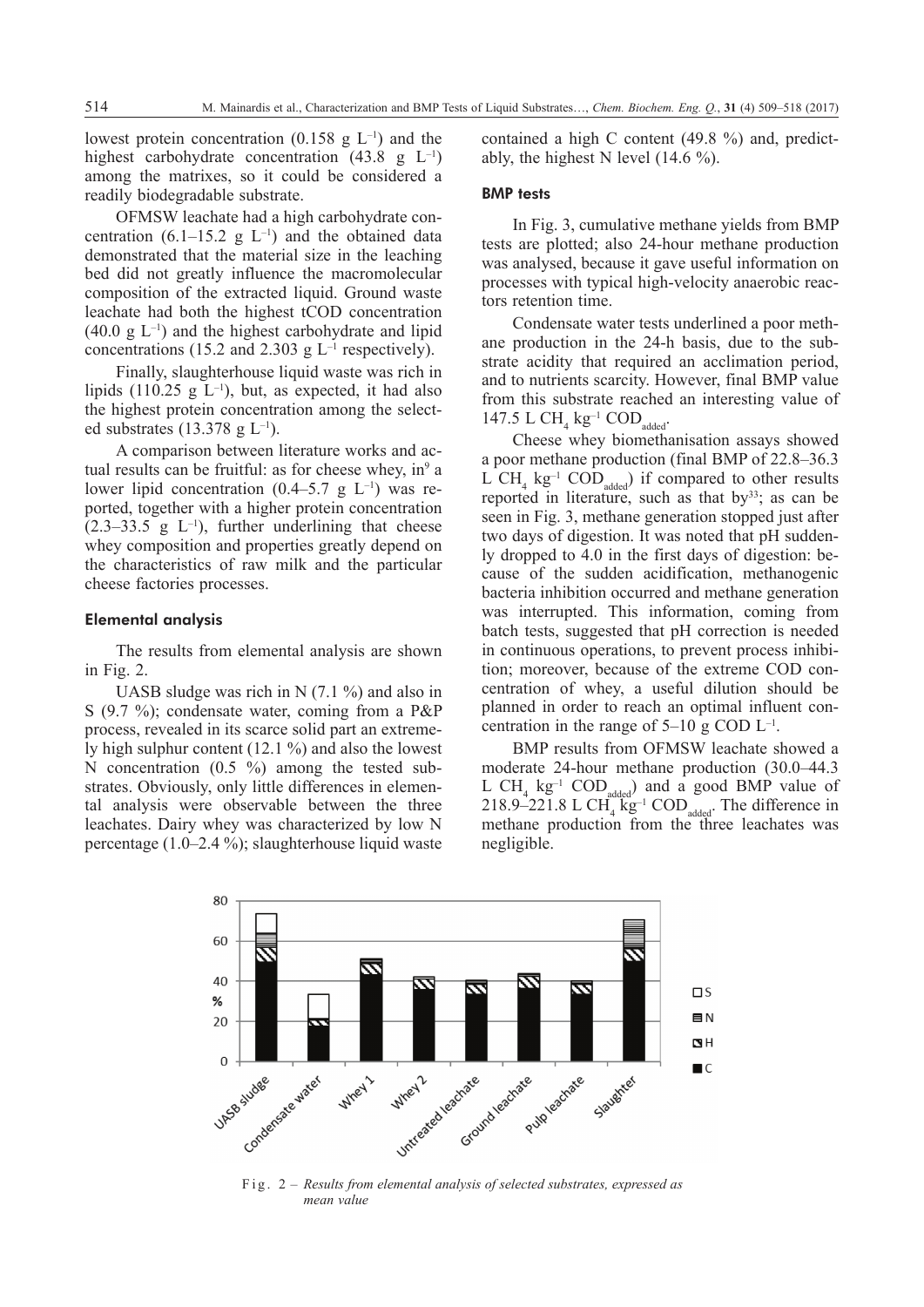lowest protein concentration (0.158 g $L^{-1}$) and the highest carbohydrate concentration (43.8 g $L^{-1}$) among the matrixes, so it could be considered a readily biodegradable substrate.

OFMSW leachate had a high carbohydrate concentration (6.1–15.2 g $L^{-1}$) and the obtained data demonstrated that the material size in the leaching bed did not greatly influence the macromolecular composition of the extracted liquid. Ground waste leachate had both the highest tCOD concentration (40.0 g $L^{-1}$) and the highest carbohydrate and lipid concentrations (15.2 and 2.303 g $L^{-1}$ respectively).

Finally, slaughterhouse liquid waste was rich in lipids (110.25 g $L^{-1}$), but, as expected, it had also the highest protein concentration among the selected substrates (13.378 g $L^{-1}$).

A comparison between literature works and actual results can be fruitful: as for cheese whey, in[9] a lower lipid concentration (0.4–5.7 g $L^{-1}$) was reported, together with a higher protein concentration (2.3–33.5 g $L^{-1}$), further underlining that cheese whey composition and properties greatly depend on the characteristics of raw milk and the particular cheese factories processes.

### Elemental analysis

The results from elemental analysis are shown in Fig. 2.

UASB sludge was rich in N (7.1 %) and also in S (9.7 %); condensate water, coming from a P&P process, revealed in its scarce solid part an extremely high sulphur content (12.1 %) and also the lowest N concentration (0.5 %) among the tested substrates. Obviously, only little differences in elemental analysis were observable between the three leachates. Dairy whey was characterized by low N percentage (1.0–2.4 %); slaughterhouse liquid waste contained a high C content (49.8 %) and, predictably, the highest N level (14.6 %).

### BMP tests

In Fig. 3, cumulative methane yields from BMP tests are plotted; also 24-hour methane production was analysed, because it gave useful information on processes with typical high-velocity anaerobic reactors retention time.

Condensate water tests underlined a poor methane production in the 24-h basis, due to the substrate acidity that required an acclimation period, and to nutrients scarcity. However, final BMP value from this substrate reached an interesting value of 147.5 L $CH_4$ $kg^{-1}$ $COD_{added}$.

Cheese whey biomethanisation assays showed a poor methane production (final BMP of 22.8–36.3 L $CH_4$ $kg^{-1}$ $COD_{added}$) if compared to other results reported in literature, such as that by[33]; as can be seen in Fig. 3, methane generation stopped just after two days of digestion. It was noted that pH suddenly dropped to 4.0 in the first days of digestion: because of the sudden acidification, methanogenic bacteria inhibition occurred and methane generation was interrupted. This information, coming from batch tests, suggested that pH correction is needed in continuous operations, to prevent process inhibition; moreover, because of the extreme COD concentration of whey, a useful dilution should be planned in order to reach an optimal influent concentration in the range of 5–10 g COD $L^{-1}$.

BMP results from OFMSW leachate showed a moderate 24-hour methane production (30.0–44.3 L $CH_4$ $kg^{-1}$ $COD_{added}$) and a good BMP value of 218.9–221.8 L $CH_4$ $kg^{-1}$ $COD_{added}$. The difference in methane production from the three leachates was negligible.

Fig. 2 – *Results from elemental analysis of selected substrates, expressed as mean value*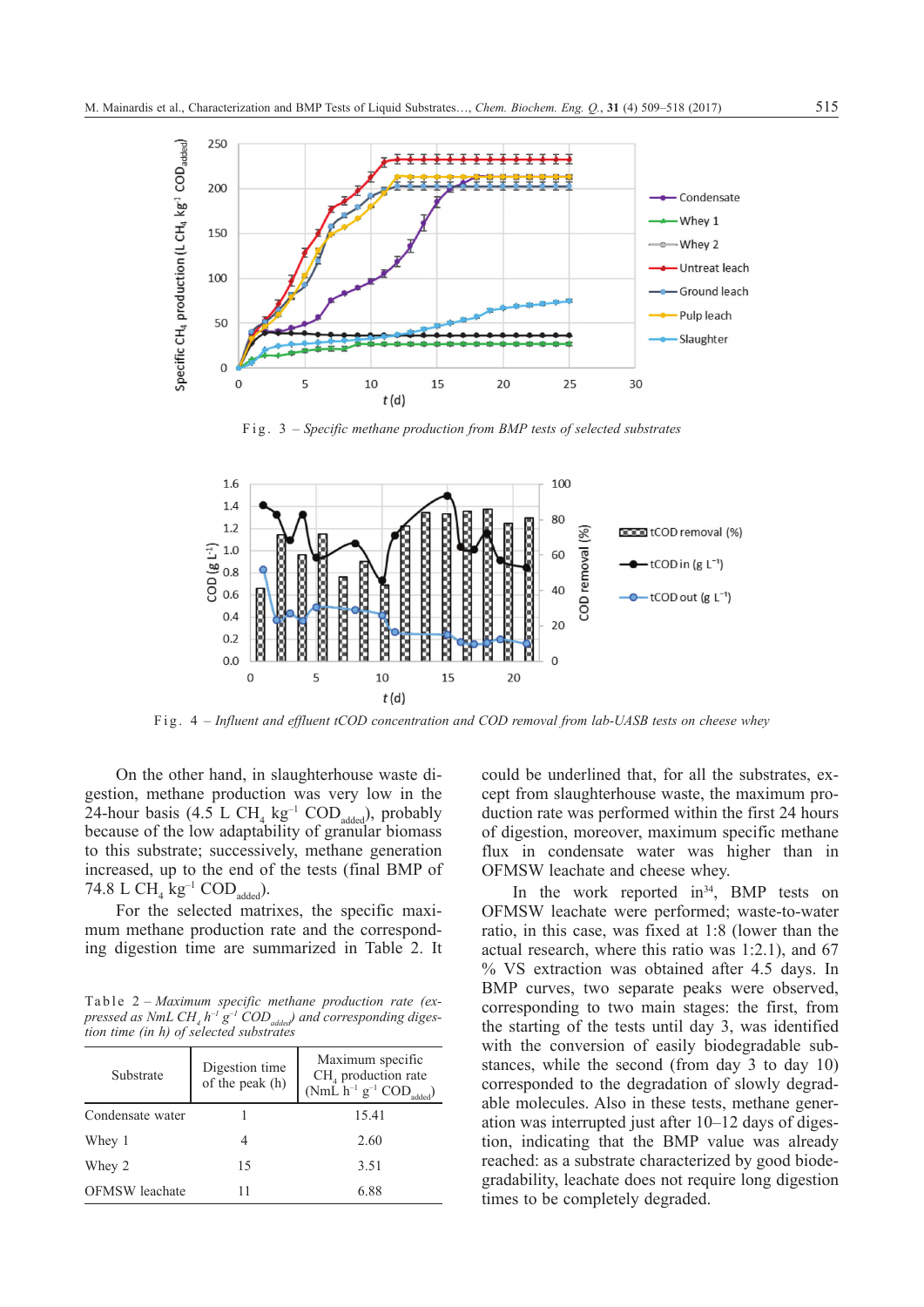Fig. 3 – *Specific methane production from BMP tests of selected substrates*

Fig. 4 – *Influent and effluent tCOD concentration and COD removal from lab-UASB tests on cheese whey*

On the other hand, in slaughterhouse waste digestion, methane production was very low in the 24-hour basis (4.5 L $CH_4$ $kg^{-1}$ $COD_{added}$), probably because of the low adaptability of granular biomass to this substrate; successively, methane generation increased, up to the end of the tests (final BMP of 74.8 L $CH_4$ $kg^{-1}$ $COD_{added}$).

For the selected matrixes, the specific maximum methane production rate and the corresponding digestion time are summarized in Table 2. It could be underlined that, for all the substrates, except from slaughterhouse waste, the maximum production rate was performed within the first 24 hours of digestion, moreover, maximum specific methane flux in condensate water was higher than in OFMSW leachate and cheese whey.

Table 2 – *Maximum specific methane production rate (expressed as NmL $CH_4$ $h^{-1}$ $g^{-1}$ $COD_{added}$) and corresponding digestion time (in h) of selected substrates*

| Substrate | Digestion time of the peak (h) | Maximum specific $CH_4$ production rate (NmL $h^{-1}$ $g^{-1}$ $COD_{added}$) |
|---|---|---|
| Condensate water | 1 | 15.41 |
| Whey 1 | 4 | 2.60 |
| Whey 2 | 15 | 3.51 |
| OFMSW leachate | 11 | 6.88 |

In the work reported in[34], BMP tests on OFMSW leachate were performed; waste-to-water ratio, in this case, was fixed at 1:8 (lower than the actual research, where this ratio was 1:2.1), and 67 % VS extraction was obtained after 4.5 days. In BMP curves, two separate peaks were observed, corresponding to two main stages: the first, from the starting of the tests until day 3, was identified with the conversion of easily biodegradable substances, while the second (from day 3 to day 10) corresponded to the degradation of slowly degradable molecules. Also in these tests, methane generation was interrupted just after 10–12 days of digestion, indicating that the BMP value was already reached: as a substrate characterized by good biodegradability, leachate does not require long digestion times to be completely degraded.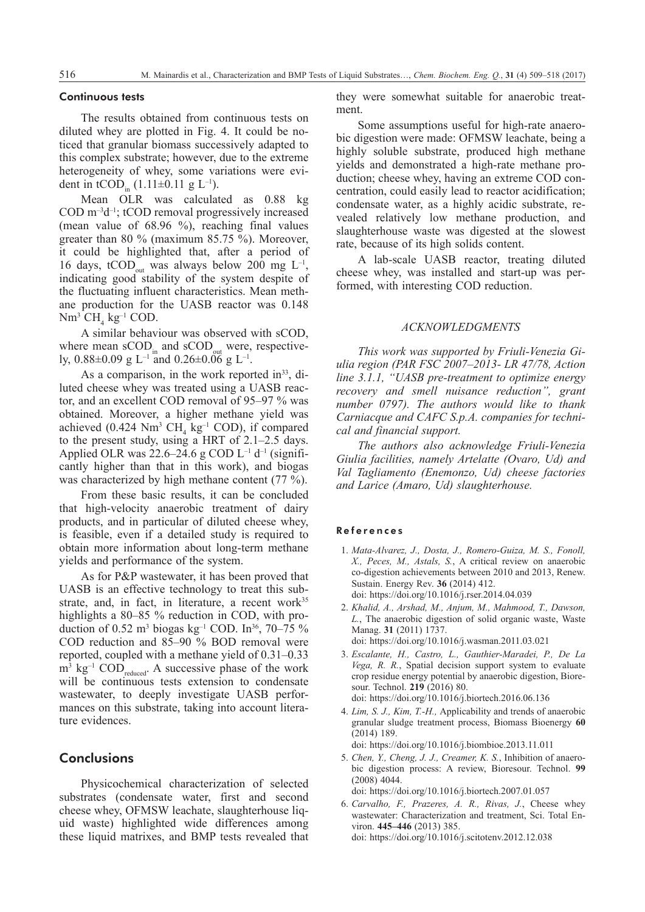### Continuous tests

The results obtained from continuous tests on diluted whey are plotted in Fig. 4. It could be noticed that granular biomass successively adapted to this complex substrate; however, due to the extreme heterogeneity of whey, some variations were evident in $tCOD_{in}$ ($1.11\pm0.11$ g $L^{-1}$).

Mean OLR was calculated as 0.88 kg COD $m^{-3}d^{-1}$; tCOD removal progressively increased (mean value of 68.96 %), reaching final values greater than 80 % (maximum 85.75 %). Moreover, it could be highlighted that, after a period of 16 days, $tCOD_{out}$ was always below 200 mg $L^{-1}$, indicating good stability of the system despite of the fluctuating influent characteristics. Mean methane production for the UASB reactor was 0.148 $Nm^3$ $CH_4$ $kg^{-1}$ COD.

A similar behaviour was observed with sCOD, where mean $sCOD_{in}$ and $sCOD_{out}$ were, respectively, $0.88\pm0.09$ g $L^{-1}$ and $0.26\pm0.06$ g $L^{-1}$.

As a comparison, in the work reported in[33], diluted cheese whey was treated using a UASB reactor, and an excellent COD removal of 95–97 % was obtained. Moreover, a higher methane yield was achieved (0.424 $Nm^3$ $CH_4$ $kg^{-1}$ COD), if compared to the present study, using a HRT of 2.1–2.5 days. Applied OLR was 22.6–24.6 g COD $L^{-1}$ $d^{-1}$ (significantly higher than that in this work), and biogas was characterized by high methane content (77 %).

From these basic results, it can be concluded that high-velocity anaerobic treatment of dairy products, and in particular of diluted cheese whey, is feasible, even if a detailed study is required to obtain more information about long-term methane yields and performance of the system.

As for P&P wastewater, it has been proved that UASB is an effective technology to treat this substrate, and, in fact, in literature, a recent work[35] highlights a 80–85 % reduction in COD, with production of 0.52 $m^3$ biogas $kg^{-1}$ COD. In[36], 70–75 % COD reduction and 85–90 % BOD removal were reported, coupled with a methane yield of 0.31–0.33 $m^3$ $kg^{-1}$ $COD_{reduced}$. A successive phase of the work will be continuous tests extension to condensate wastewater, to deeply investigate UASB performances on this substrate, taking into account literature evidences.

## Conclusions

Physicochemical characterization of selected substrates (condensate water, first and second cheese whey, OFMSW leachate, slaughterhouse liquid waste) highlighted wide differences among these liquid matrixes, and BMP tests revealed that they were somewhat suitable for anaerobic treatment.

Some assumptions useful for high-rate anaerobic digestion were made: OFMSW leachate, being a highly soluble substrate, produced high methane yields and demonstrated a high-rate methane production; cheese whey, having an extreme COD concentration, could easily lead to reactor acidification; condensate water, as a highly acidic substrate, revealed relatively low methane production, and slaughterhouse waste was digested at the slowest rate, because of its high solids content.

A lab-scale UASB reactor, treating diluted cheese whey, was installed and start-up was performed, with interesting COD reduction.

### ACKNOWLEDGMENTS

*This work was supported by Friuli-Venezia Giulia region (PAR FSC 2007–2013- LR 47/78, Action line 3.1.1, "UASB pre-treatment to optimize energy recovery and smell nuisance reduction", grant number 0797). The authors would like to thank Carniacque and CAFC S.p.A. companies for technical and financial support.*

*The authors also acknowledge Friuli-Venezia Giulia facilities, namely Artelatte (Ovaro, Ud) and Val Tagliamento (Enemonzo, Ud) cheese factories and Larice (Amaro, Ud) slaughterhouse.*

### References

1. *Mata-Alvarez, J., Dosta, J., Romero-Guiza, M. S., Fonoll, X., Peces, M., Astals, S.*, A critical review on anaerobic co-digestion achievements between 2010 and 2013, Renew. Sustain. Energy Rev. **36** (2014) 412. doi: https://doi.org/10.1016/j.rser.2014.04.039
2. *Khalid, A., Arshad, M., Anjum, M., Mahmood, T., Dawson, L.*, The anaerobic digestion of solid organic waste, Waste Manag. **31** (2011) 1737. doi: https://doi.org/10.1016/j.wasman.2011.03.021
3. *Escalante, H., Castro, L., Gauthier-Maradei, P., De La Vega, R. R.*, Spatial decision support system to evaluate crop residue energy potential by anaerobic digestion, Bioresour. Technol. **219** (2016) 80. doi: https://doi.org/10.1016/j.biortech.2016.06.136
4. *Lim, S. J., Kim, T.-H.*, Applicability and trends of anaerobic granular sludge treatment process, Biomass Bioenergy **60** (2014) 189. doi: https://doi.org/10.1016/j.biombioe.2013.11.011
5. *Chen, Y., Cheng, J. J., Creamer, K. S.*, Inhibition of anaerobic digestion process: A review, Bioresour. Technol. **99** (2008) 4044. doi: https://doi.org/10.1016/j.biortech.2007.01.057
6. *Carvalho, F., Prazeres, A. R., Rivas, J.*, Cheese whey wastewater: Characterization and treatment, Sci. Total Environ. **445–446** (2013) 385. doi: https://doi.org/10.1016/j.scitotenv.2012.12.038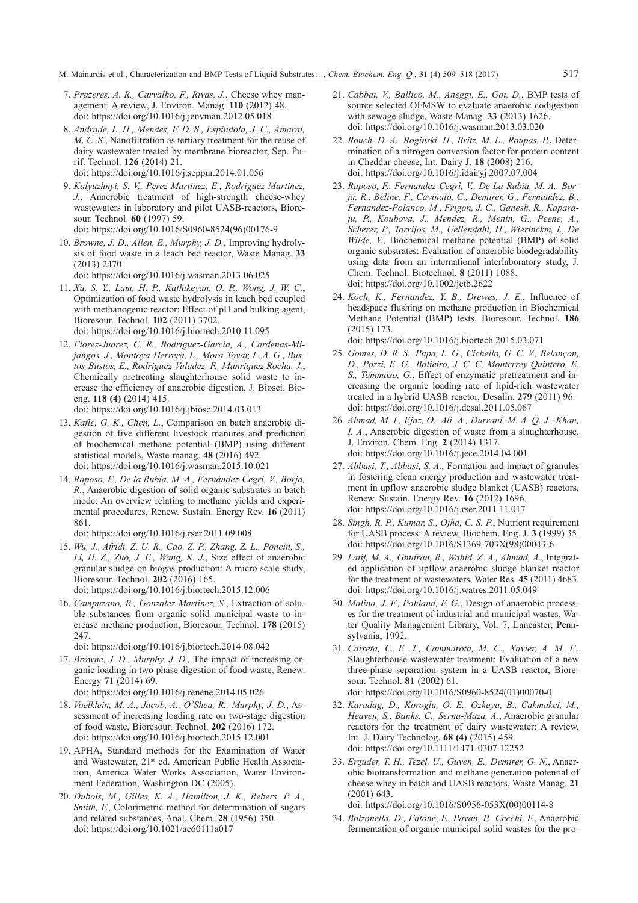7. *Prazeres, A. R., Carvalho, F., Rivas, J.*, Cheese whey management: A review, J. Environ. Manag. **110** (2012) 48. doi: https://doi.org/10.1016/j.jenvman.2012.05.018
8. *Andrade, L. H., Mendes, F. D. S., Espindola, J. C., Amaral, M. C. S.*, Nanofiltration as tertiary treatment for the reuse of dairy wastewater treated by membrane bioreactor, Sep. Purif. Technol. **126** (2014) 21. doi: https://doi.org/10.1016/j.seppur.2014.01.056
9. *Kalyuzhnyi, S. V., Perez Martinez, E., Rodriguez Martinez, J.*, Anaerobic treatment of high-strength cheese-whey wastewaters in laboratory and pilot UASB-reactors, Bioresour. Technol. **60** (1997) 59. doi: https://doi.org/10.1016/S0960-8524(96)00176-9
10. *Browne, J. D., Allen, E., Murphy, J. D.*, Improving hydrolysis of food waste in a leach bed reactor, Waste Manag. **33** (2013) 2470. doi: https://doi.org/10.1016/j.wasman.2013.06.025
11. *Xu, S. Y., Lam, H. P., Kathikeyan, O. P., Wong, J. W. C.*, Optimization of food waste hydrolysis in leach bed coupled with methanogenic reactor: Effect of pH and bulking agent, Bioresour. Technol. **102** (2011) 3702. doi: https://doi.org/10.1016/j.biortech.2010.11.095
12. *Florez-Juarez, C. R., Rodriguez-Garcia, A., Cardenas-Mijangos, J., Montoya-Herrera, L., Mora-Tovar, L. A. G., Bustos-Bustos, E., Rodriguez-Valadez, F., Manriquez Rocha, J.*, Chemically pretreating slaughterhouse solid waste to increase the efficiency of anaerobic digestion, J. Biosci. Bioeng. **118 (4)** (2014) 415. doi: https://doi.org/10.1016/j.jbiosc.2014.03.013
13. *Kafle, G. K., Chen, L.*, Comparison on batch anaerobic digestion of five different livestock manures and prediction of biochemical methane potential (BMP) using different statistical models, Waste manag. **48** (2016) 492. doi: https://doi.org/10.1016/j.wasman.2015.10.021
14. *Raposo, F., De la Rubia, M. A., Fernández-Cegrí, V., Borja, R.*, Anaerobic digestion of solid organic substrates in batch mode: An overview relating to methane yields and experimental procedures, Renew. Sustain. Energy Rev. **16** (2011) 861. doi: https://doi.org/10.1016/j.rser.2011.09.008
15. *Wu, J., Afridi, Z. U. R., Cao, Z. P., Zhang, Z. L., Poncin, S., Li, H. Z., Zuo, J. E., Wang, K. J.*, Size effect of anaerobic granular sludge on biogas production: A micro scale study, Bioresour. Technol. **202** (2016) 165. doi: https://doi.org/10.1016/j.biortech.2015.12.006
16. *Campuzano, R., Gonzalez-Martinez, S.*, Extraction of soluble substances from organic solid municipal waste to increase methane production, Bioresour. Technol. **178** (2015) 247. doi: https://doi.org/10.1016/j.biortech.2014.08.042
17. *Browne, J. D., Murphy, J. D.,* The impact of increasing organic loading in two phase digestion of food waste, Renew. Energy **71** (2014) 69. doi: https://doi.org/10.1016/j.renene.2014.05.026
18. *Voelklein, M. A., Jacob, A., O'Shea, R., Murphy, J. D.*, Assessment of increasing loading rate on two-stage digestion of food waste, Bioresour. Technol. **202** (2016) 172. doi: https://doi.org/10.1016/j.biortech.2015.12.001
19. APHA, Standard methods for the Examination of Water and Wastewater, 21st ed. American Public Health Association, America Water Works Association, Water Environment Federation, Washington DC (2005).
20. *Dubois, M., Gilles, K. A., Hamilton, J. K., Rebers, P. A., Smith, F.*, Colorimetric method for determination of sugars and related substances, Anal. Chem. **28** (1956) 350. doi: https://doi.org/10.1021/ac60111a017
21. *Cabbai, V., Ballico, M., Aneggi, E., Goi, D.*, BMP tests of source selected OFMSW to evaluate anaerobic codigestion with sewage sludge, Waste Manag. **33** (2013) 1626. doi: https://doi.org/10.1016/j.wasman.2013.03.020
22. *Rouch, D. A., Roginski, H., Britz, M. L., Roupas, P.*, Determination of a nitrogen conversion factor for protein content in Cheddar cheese, Int. Dairy J. **18** (2008) 216. doi: https://doi.org/10.1016/j.idairyj.2007.07.004
23. *Raposo, F., Fernandez-Cegrì, V., De La Rubia, M. A., Borja, R., Beline, F., Cavinato, C., Demirer, G., Fernandez, B., Fernandez-Polanco, M., Frigon, J. C., Ganesh, R., Kaparaju, P., Koubova, J., Mendez, R., Menin, G., Peene, A., Scherer, P., Torrijos, M., Uellendahl, H., Wierinckm, I., De Wilde, V.*, Biochemical methane potential (BMP) of solid organic substrates: Evaluation of anaerobic biodegradability using data from an international interlaboratory study, J. Chem. Technol. Biotechnol. **8** (2011) 1088. doi: https://doi.org/10.1002/jctb.2622
24. *Koch, K., Fernandez, Y. B., Drewes, J. E.*, Influence of headspace flushing on methane production in Biochemical Methane Potential (BMP) tests, Bioresour. Technol. **186** (2015) 173. doi: https://doi.org/10.1016/j.biortech.2015.03.071
25. *Gomes, D. R. S., Papa, L. G., Cichello, G. C. V., Belançon, D., Pozzi, E. G., Balieiro, J. C. C, Monterrey-Quintero, E. S., Tommaso, G.*, Effect of enzymatic pretreatment and increasing the organic loading rate of lipid-rich wastewater treated in a hybrid UASB reactor, Desalin. **279** (2011) 96. doi: https://doi.org/10.1016/j.desal.2011.05.067
26. *Ahmad, M. I., Ejaz, O., Ali, A., Durrani, M. A. Q. J., Khan, I. A.*, Anaerobic digestion of waste from a slaughterhouse, J. Environ. Chem. Eng. **2** (2014) 1317. doi: https://doi.org/10.1016/j.jece.2014.04.001
27. *Abbasi, T., Abbasi, S. A.,* Formation and impact of granules in fostering clean energy production and wastewater treatment in upflow anaerobic sludge blanket (UASB) reactors, Renew. Sustain. Energy Rev. **16** (2012) 1696. doi: https://doi.org/10.1016/j.rser.2011.11.017
28. *Singh, R. P., Kumar, S., Ojha, C. S. P.*, Nutrient requirement for UASB process: A review, Biochem. Eng. J. **3** (1999) 35. doi: https://doi.org/10.1016/S1369-703X(98)00043-6
29. *Latif, M. A., Ghufran, R., Wahid, Z. A., Ahmad, A.*, Integrated application of upflow anaerobic sludge blanket reactor for the treatment of wastewaters, Water Res. **45** (2011) 4683. doi: https://doi.org/10.1016/j.watres.2011.05.049
30. *Malina, J. F., Pohland, F. G.*, Design of anaerobic processes for the treatment of industrial and municipal wastes, Water Quality Management Library, Vol. 7, Lancaster, Pennsylvania, 1992.
31. *Caixeta, C. E. T., Cammarota, M. C., Xavier, A. M. F.*, Slaughterhouse wastewater treatment: Evaluation of a new three-phase separation system in a UASB reactor, Bioresour. Technol. **81** (2002) 61. doi: https://doi.org/10.1016/S0960-8524(01)00070-0
32. *Karadag, D., Koroglu, O. E., Ozkaya, B., Cakmakci, M., Heaven, S., Banks, C., Serna-Maza, A.*, Anaerobic granular reactors for the treatment of dairy wastewater: A review, Int. J. Dairy Technolog. **68 (4)** (2015) 459. doi: https://doi.org/10.1111/1471-0307.12252
33. *Erguder, T. H., Tezel, U., Guven, E., Demirer, G. N.*, Anaerobic biotransformation and methane generation potential of cheese whey in batch and UASB reactors, Waste Manag. **21** (2001) 643. doi: https://doi.org/10.1016/S0956-053X(00)00114-8
34. *Bolzonella, D., Fatone, F., Pavan, P., Cecchi, F.*, Anaerobic fermentation of organic municipal solid wastes for the pro-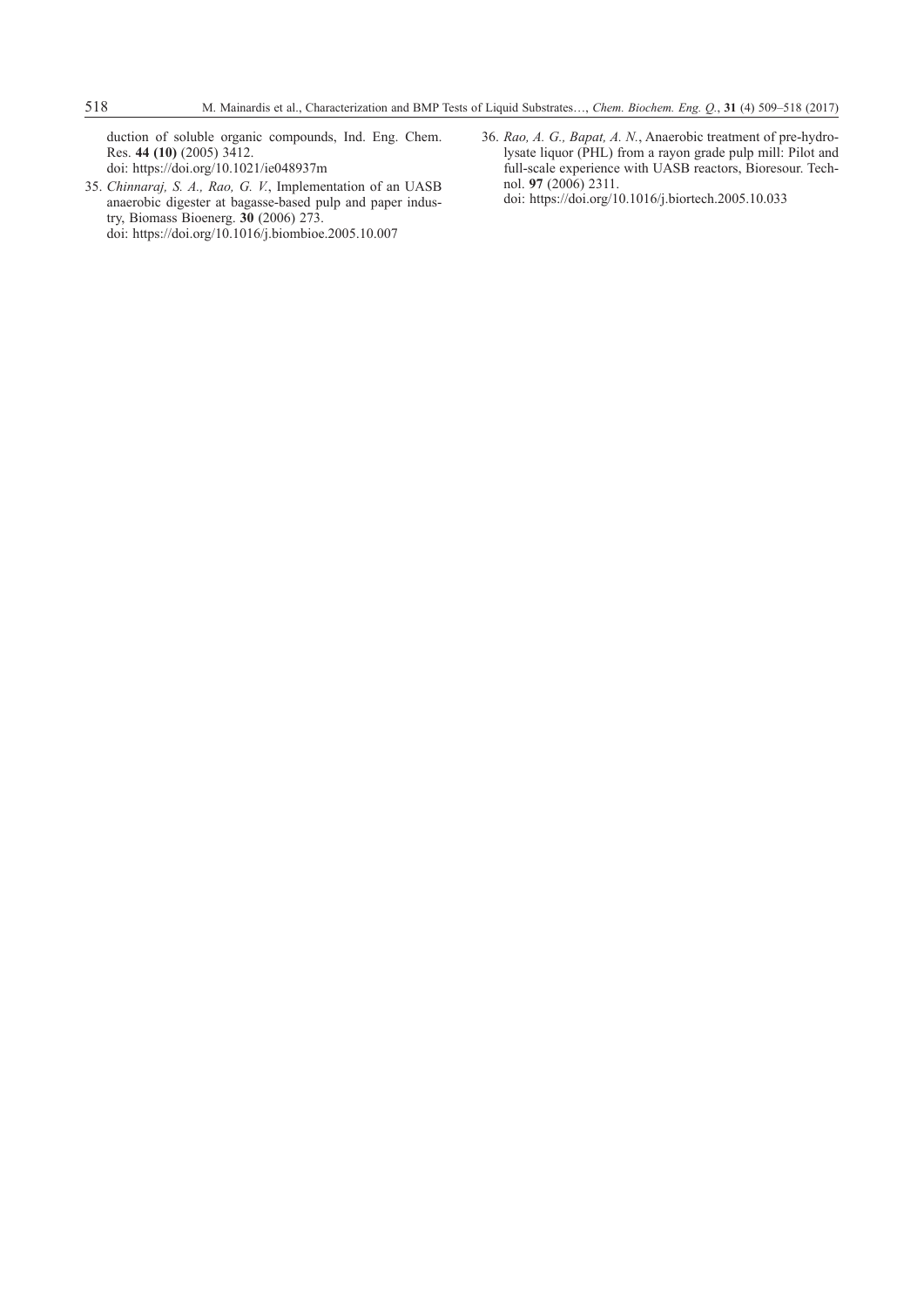duction of soluble organic compounds, Ind. Eng. Chem. Res. **44 (10)** (2005) 3412.
doi: https://doi.org/10.1021/ie048937m

35. *Chinnaraj, S. A., Rao, G. V.*, Implementation of an UASB anaerobic digester at bagasse-based pulp and paper industry, Biomass Bioenerg. **30** (2006) 273.
doi: https://doi.org/10.1016/j.biombioe.2005.10.007

36. *Rao, A. G., Bapat, A. N.*, Anaerobic treatment of pre-hydrolysate liquor (PHL) from a rayon grade pulp mill: Pilot and full-scale experience with UASB reactors, Bioresour. Technol. **97** (2006) 2311.
doi: https://doi.org/10.1016/j.biortech.2005.10.033